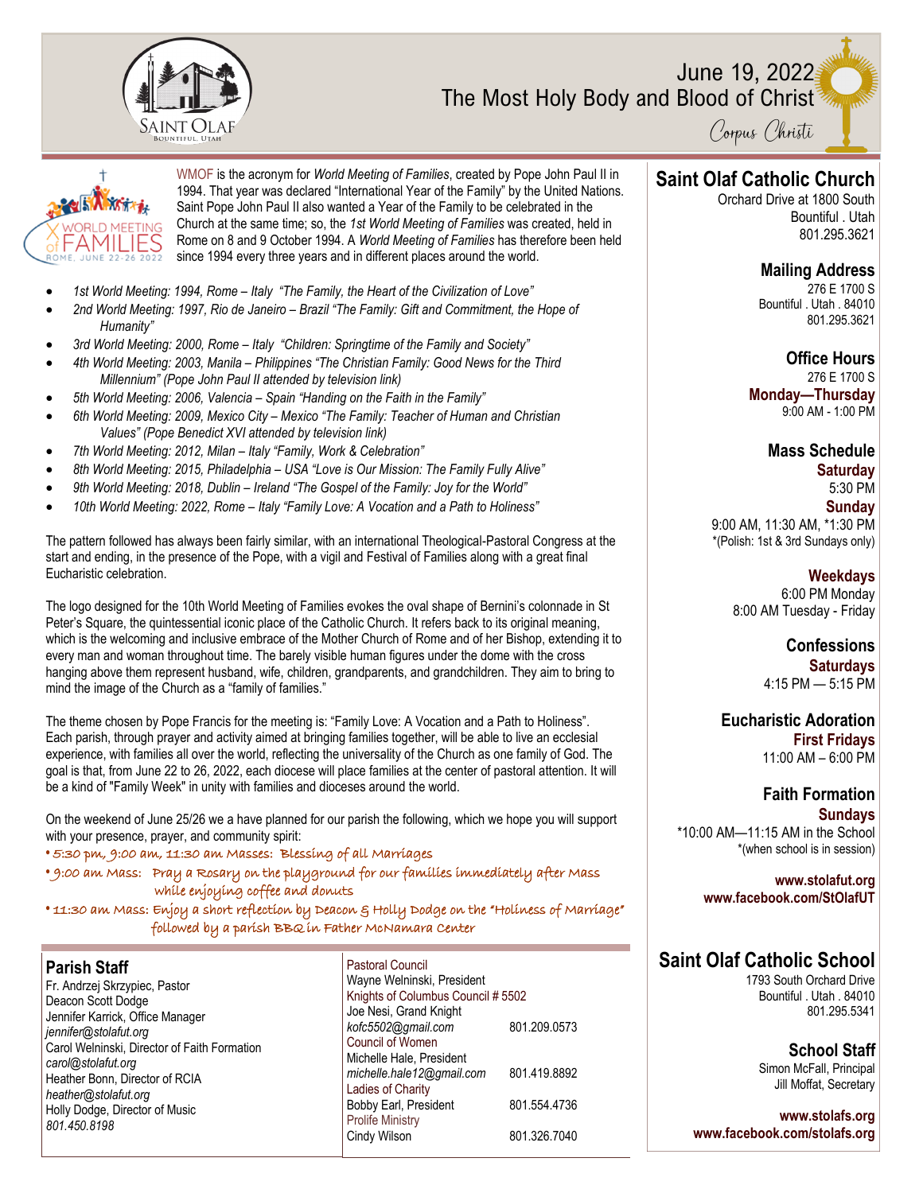June 19, 2022
The Most Holy Body and Blood of Christ
*Corpus Christi*

WMOF is the acronym for *World Meeting of Families*, created by Pope John Paul II in 1994. That year was declared "International Year of the Family" by the United Nations. Saint Pope John Paul II also wanted a Year of the Family to be celebrated in the Church at the same time; so, the *1st World Meeting of Families* was created, held in Rome on 8 and 9 October 1994. A *World Meeting of Families* has therefore been held since 1994 every three years and in different places around the world.

- *1st World Meeting: 1994, Rome – Italy "The Family, the Heart of the Civilization of Love"*
- *2nd World Meeting: 1997, Rio de Janeiro – Brazil "The Family: Gift and Commitment, the Hope of Humanity"*
- *3rd World Meeting: 2000, Rome – Italy "Children: Springtime of the Family and Society"*
- *4th World Meeting: 2003, Manila – Philippines "The Christian Family: Good News for the Third Millennium" (Pope John Paul II attended by television link)*
- *5th World Meeting: 2006, Valencia – Spain "Handing on the Faith in the Family"*
- *6th World Meeting: 2009, Mexico City – Mexico "The Family: Teacher of Human and Christian Values" (Pope Benedict XVI attended by television link)*
- *7th World Meeting: 2012, Milan – Italy "Family, Work & Celebration"*
- *8th World Meeting: 2015, Philadelphia – USA "Love is Our Mission: The Family Fully Alive"*
- *9th World Meeting: 2018, Dublin – Ireland "The Gospel of the Family: Joy for the World"*
- *10th World Meeting: 2022, Rome – Italy "Family Love: A Vocation and a Path to Holiness"*

The pattern followed has always been fairly similar, with an international Theological-Pastoral Congress at the start and ending, in the presence of the Pope, with a vigil and Festival of Families along with a great final Eucharistic celebration.

The logo designed for the 10th World Meeting of Families evokes the oval shape of Bernini's colonnade in St Peter's Square, the quintessential iconic place of the Catholic Church. It refers back to its original meaning, which is the welcoming and inclusive embrace of the Mother Church of Rome and of her Bishop, extending it to every man and woman throughout time. The barely visible human figures under the dome with the cross hanging above them represent husband, wife, children, grandparents, and grandchildren. They aim to bring to mind the image of the Church as a "family of families."

The theme chosen by Pope Francis for the meeting is: "Family Love: A Vocation and a Path to Holiness". Each parish, through prayer and activity aimed at bringing families together, will be able to live an ecclesial experience, with families all over the world, reflecting the universality of the Church as one family of God. The goal is that, from June 22 to 26, 2022, each diocese will place families at the center of pastoral attention. It will be a kind of "Family Week" in unity with families and dioceses around the world.

On the weekend of June 25/26 we a have planned for our parish the following, which we hope you will support with your presence, prayer, and community spirit:

- 5:30 pm, 9:00 am, 11:30 am Masses: Blessing of all Marriages
- 9:00 am Mass: Pray a Rosary on the playground for our families immediately after Mass while enjoying coffee and donuts
- 11:30 am Mass: Enjoy a short reflection by Deacon & Holly Dodge on the "Holiness of Marriage" followed by a parish BBQ in Father McNamara Center

## Parish Staff

Fr. Andrzej Skrzypiec, Pastor
Deacon Scott Dodge
Jennifer Karrick, Office Manager
*jennifer@stolafut.org*
Carol Welninski, Director of Faith Formation
*carol@stolafut.org*
Heather Bonn, Director of RCIA
*heather@stolafut.org*
Holly Dodge, Director of Music
*801.450.8198*

Pastoral Council
Wayne Welninski, President
Knights of Columbus Council # 5502
Joe Nesi, Grand Knight
*kofc5502@gmail.com* 801.209.0573
Council of Women
Michelle Hale, President
*michelle.hale12@gmail.com* 801.419.8892
Ladies of Charity
Bobby Earl, President 801.554.4736
Prolife Ministry
Cindy Wilson 801.326.7040

## Saint Olaf Catholic Church

Orchard Drive at 1800 South
Bountiful . Utah
801.295.3621

### Mailing Address

276 E 1700 S
Bountiful . Utah . 84010
801.295.3621

### Office Hours

276 E 1700 S
**Monday—Thursday**
9:00 AM - 1:00 PM

### Mass Schedule

**Saturday**
5:30 PM
**Sunday**
9:00 AM, 11:30 AM, *1:30 PM
*(Polish: 1st & 3rd Sundays only)

**Weekdays**
6:00 PM Monday
8:00 AM Tuesday - Friday

### Confessions

**Saturdays**
4:15 PM — 5:15 PM

### Eucharistic Adoration

**First Fridays**
11:00 AM – 6:00 PM

### Faith Formation

**Sundays**
*10:00 AM—11:15 AM in the School
*(when school is in session)

**www.stolafut.org**
**www.facebook.com/StOlafUT**

## Saint Olaf Catholic School

1793 South Orchard Drive
Bountiful . Utah . 84010
801.295.5341

### School Staff

Simon McFall, Principal
Jill Moffat, Secretary

**www.stolafs.org**
**www.facebook.com/stolafs.org**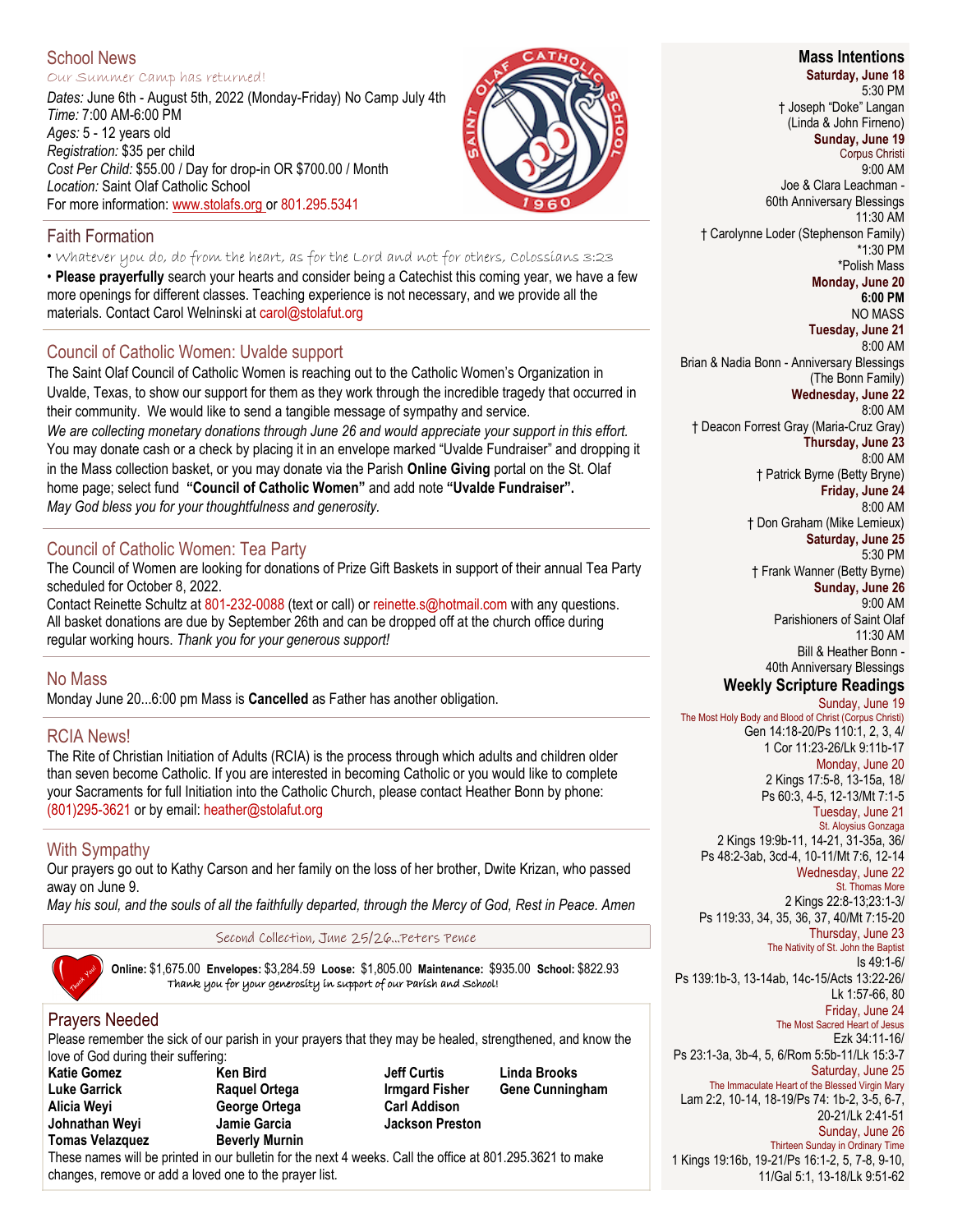## School News

Our Summer Camp has returned!

*Dates:* June 6th - August 5th, 2022 (Monday-Friday) No Camp July 4th
*Time:* 7:00 AM-6:00 PM
*Ages:* 5 - 12 years old
*Registration:* $35 per child
*Cost Per Child:* $55.00 / Day for drop-in OR $700.00 / Month
*Location:* Saint Olaf Catholic School
For more information: www.stolafs.org or 801.295.5341

## Faith Formation

• Whatever you do, do from the heart, as for the Lord and not for others, Colossians 3:23
• **Please prayerfully** search your hearts and consider being a Catechist this coming year, we have a few more openings for different classes. Teaching experience is not necessary, and we provide all the materials. Contact Carol Welninski at carol@stolafut.org

## Council of Catholic Women: Uvalde support

The Saint Olaf Council of Catholic Women is reaching out to the Catholic Women's Organization in Uvalde, Texas, to show our support for them as they work through the incredible tragedy that occurred in their community. We would like to send a tangible message of sympathy and service.
*We are collecting monetary donations through June 26 and would appreciate your support in this effort.* You may donate cash or a check by placing it in an envelope marked "Uvalde Fundraiser" and dropping it in the Mass collection basket, or you may donate via the Parish **Online Giving** portal on the St. Olaf home page; select fund **"Council of Catholic Women"** and add note **"Uvalde Fundraiser".**
*May God bless you for your thoughtfulness and generosity.*

## Council of Catholic Women: Tea Party

The Council of Women are looking for donations of Prize Gift Baskets in support of their annual Tea Party scheduled for October 8, 2022.
Contact Reinette Schultz at 801-232-0088 (text or call) or reinette.s@hotmail.com with any questions. All basket donations are due by September 26th and can be dropped off at the church office during regular working hours. *Thank you for your generous support!*

## No Mass

Monday June 20...6:00 pm Mass is **Cancelled** as Father has another obligation.

## RCIA News!

The Rite of Christian Initiation of Adults (RCIA) is the process through which adults and children older than seven become Catholic. If you are interested in becoming Catholic or you would like to complete your Sacraments for full Initiation into the Catholic Church, please contact Heather Bonn by phone: (801)295-3621 or by email: heather@stolafut.org

## With Sympathy

Our prayers go out to Kathy Carson and her family on the loss of her brother, Dwite Krizan, who passed away on June 9.
*May his soul, and the souls of all the faithfully departed, through the Mercy of God, Rest in Peace. Amen*

Second Collection, June 25/26...Peters Pence

**Online:** $1,675.00 **Envelopes:** $3,284.59 **Loose:** $1,805.00 **Maintenance:** $935.00 **School:** $822.93
Thank you for your generosity in support of our Parish and School!

## Prayers Needed

Please remember the sick of our parish in your prayers that they may be healed, strengthened, and know the love of God during their suffering:

| | | | |
|---|---|---|---|
| **Katie Gomez** | **Ken Bird** | **Jeff Curtis** | **Linda Brooks** |
| **Luke Garrick** | **Raquel Ortega** | **Irmgard Fisher** | **Gene Cunningham** |
| **Alicia Weyi** | **George Ortega** | **Carl Addison** | |
| **Johnathan Weyi** | **Jamie Garcia** | **Jackson Preston** | |
| **Tomas Velazquez** | **Beverly Murnin** | | |

These names will be printed in our bulletin for the next 4 weeks. Call the office at 801.295.3621 to make changes, remove or add a loved one to the prayer list.

## Mass Intentions

**Saturday, June 18**
5:30 PM
† Joseph "Doke" Langan (Linda & John Firneno)

**Sunday, June 19**
Corpus Christi
9:00 AM
Joe & Clara Leachman - 60th Anniversary Blessings
11:30 AM
† Carolynne Loder (Stephenson Family)
*1:30 PM
*Polish Mass

**Monday, June 20**
**6:00 PM**
NO MASS

**Tuesday, June 21**
8:00 AM
Brian & Nadia Bonn - Anniversary Blessings (The Bonn Family)

**Wednesday, June 22**
8:00 AM
† Deacon Forrest Gray (Maria-Cruz Gray)

**Thursday, June 23**
8:00 AM
† Patrick Byrne (Betty Bryne)

**Friday, June 24**
8:00 AM
† Don Graham (Mike Lemieux)

**Saturday, June 25**
5:30 PM
† Frank Wanner (Betty Byrne)

**Sunday, June 26**
9:00 AM
Parishioners of Saint Olaf
11:30 AM
Bill & Heather Bonn - 40th Anniversary Blessings

## Weekly Scripture Readings

Sunday, June 19
The Most Holy Body and Blood of Christ (Corpus Christi)
Gen 14:18-20/Ps 110:1, 2, 3, 4/ 1 Cor 11:23-26/Lk 9:11b-17

Monday, June 20
2 Kings 17:5-8, 13-15a, 18/ Ps 60:3, 4-5, 12-13/Mt 7:1-5

Tuesday, June 21
St. Aloysius Gonzaga
2 Kings 19:9b-11, 14-21, 31-35a, 36/ Ps 48:2-3ab, 3cd-4, 10-11/Mt 7:6, 12-14

Wednesday, June 22
St. Thomas More
2 Kings 22:8-13;23:1-3/ Ps 119:33, 34, 35, 36, 37, 40/Mt 7:15-20

Thursday, June 23
The Nativity of St. John the Baptist
Is 49:1-6/ Ps 139:1b-3, 13-14ab, 14c-15/Acts 13:22-26/ Lk 1:57-66, 80

Friday, June 24
The Most Sacred Heart of Jesus
Ezk 34:11-16/ Ps 23:1-3a, 3b-4, 5, 6/Rom 5:5b-11/Lk 15:3-7

Saturday, June 25
The Immaculate Heart of the Blessed Virgin Mary
Lam 2:2, 10-14, 18-19/Ps 74: 1b-2, 3-5, 6-7, 20-21/Lk 2:41-51

Sunday, June 26
Thirteen Sunday in Ordinary Time
1 Kings 19:16b, 19-21/Ps 16:1-2, 5, 7-8, 9-10, 11/Gal 5:1, 13-18/Lk 9:51-62